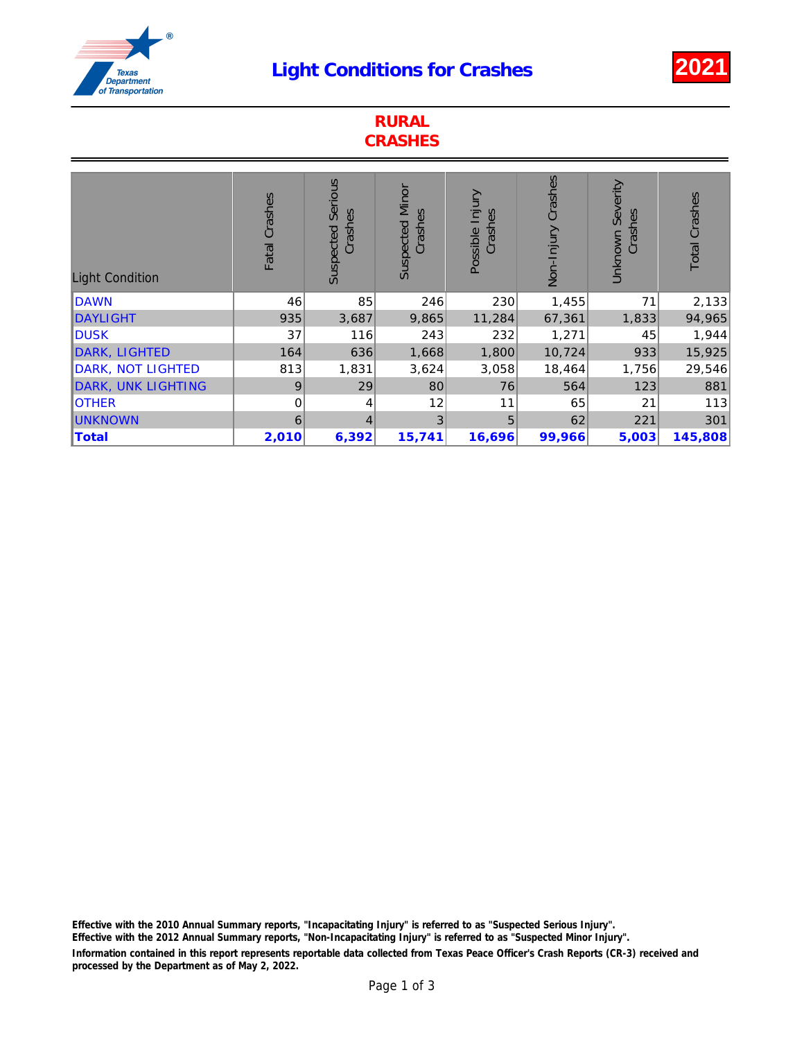# Light Conditions for Crashes

**2021**

## RURAL CRASHES

| Light Condition | Fatal Crashes | Suspected Serious Crashes | Suspected Minor Crashes | Possible Injury Crashes | Non-Injury Crashes | Unknown Severity Crashes | Total Crashes |
|---|---|---|---|---|---|---|---|
| DAWN | 46 | 85 | 246 | 230 | 1,455 | 71 | 2,133 |
| DAYLIGHT | 935 | 3,687 | 9,865 | 11,284 | 67,361 | 1,833 | 94,965 |
| DUSK | 37 | 116 | 243 | 232 | 1,271 | 45 | 1,944 |
| DARK, LIGHTED | 164 | 636 | 1,668 | 1,800 | 10,724 | 933 | 15,925 |
| DARK, NOT LIGHTED | 813 | 1,831 | 3,624 | 3,058 | 18,464 | 1,756 | 29,546 |
| DARK, UNK LIGHTING | 9 | 29 | 80 | 76 | 564 | 123 | 881 |
| OTHER | 0 | 4 | 12 | 11 | 65 | 21 | 113 |
| UNKNOWN | 6 | 4 | 3 | 5 | 62 | 221 | 301 |
| **Total** | **2,010** | **6,392** | **15,741** | **16,696** | **99,966** | **5,003** | **145,808** |

**Effective with the 2010 Annual Summary reports, "Incapacitating Injury" is referred to as "Suspected Serious Injury".**
**Effective with the 2012 Annual Summary reports, "Non-Incapacitating Injury" is referred to as "Suspected Minor Injury".**
**Information contained in this report represents reportable data collected from Texas Peace Officer's Crash Reports (CR-3) received and processed by the Department as of May 2, 2022.**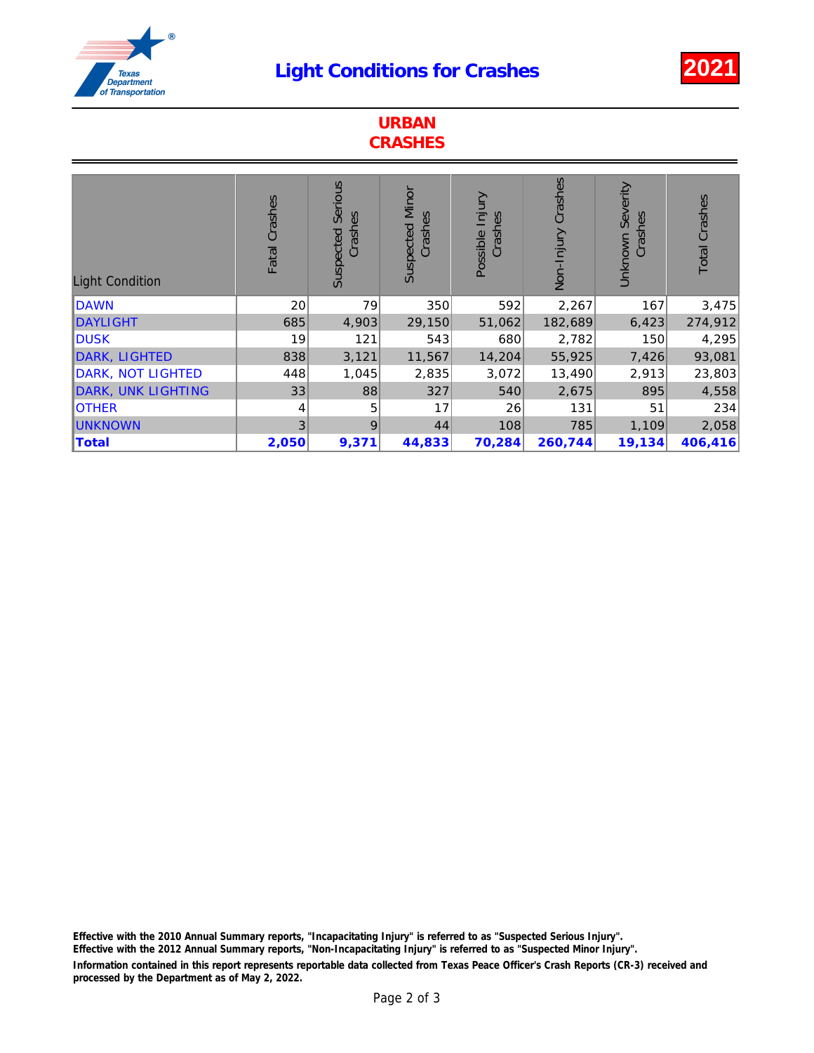# Light Conditions for Crashes

**2021**

## URBAN CRASHES

| Light Condition | Fatal Crashes | Suspected Serious Crashes | Suspected Minor Crashes | Possible Injury Crashes | Non-Injury Crashes | Unknown Severity Crashes | Total Crashes |
|---|---|---|---|---|---|---|---|
| DAWN | 20 | 79 | 350 | 592 | 2,267 | 167 | 3,475 |
| DAYLIGHT | 685 | 4,903 | 29,150 | 51,062 | 182,689 | 6,423 | 274,912 |
| DUSK | 19 | 121 | 543 | 680 | 2,782 | 150 | 4,295 |
| DARK, LIGHTED | 838 | 3,121 | 11,567 | 14,204 | 55,925 | 7,426 | 93,081 |
| DARK, NOT LIGHTED | 448 | 1,045 | 2,835 | 3,072 | 13,490 | 2,913 | 23,803 |
| DARK, UNK LIGHTING | 33 | 88 | 327 | 540 | 2,675 | 895 | 4,558 |
| OTHER | 4 | 5 | 17 | 26 | 131 | 51 | 234 |
| UNKNOWN | 3 | 9 | 44 | 108 | 785 | 1,109 | 2,058 |
| **Total** | **2,050** | **9,371** | **44,833** | **70,284** | **260,744** | **19,134** | **406,416** |

**Effective with the 2010 Annual Summary reports, "Incapacitating Injury" is referred to as "Suspected Serious Injury".**
**Effective with the 2012 Annual Summary reports, "Non-Incapacitating Injury" is referred to as "Suspected Minor Injury".**
**Information contained in this report represents reportable data collected from Texas Peace Officer's Crash Reports (CR-3) received and processed by the Department as of May 2, 2022.**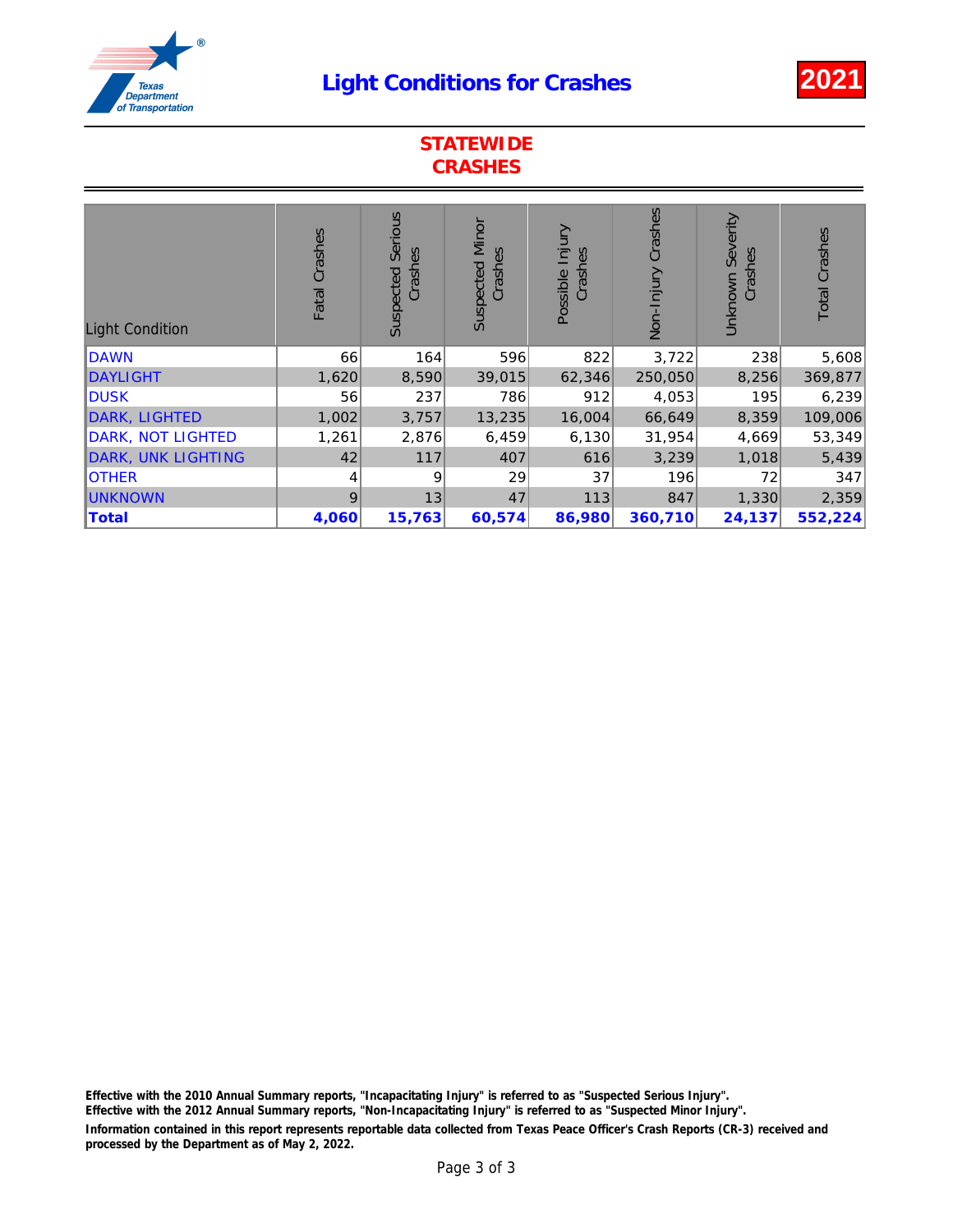Texas Department of Transportation

# Light Conditions for Crashes

2021

## STATEWIDE CRASHES

| Light Condition | Fatal Crashes | Suspected Serious Crashes | Suspected Minor Crashes | Possible Injury Crashes | Non-Injury Crashes | Unknown Severity Crashes | Total Crashes |
|---|---|---|---|---|---|---|---|
| DAWN | 66 | 164 | 596 | 822 | 3,722 | 238 | 5,608 |
| DAYLIGHT | 1,620 | 8,590 | 39,015 | 62,346 | 250,050 | 8,256 | 369,877 |
| DUSK | 56 | 237 | 786 | 912 | 4,053 | 195 | 6,239 |
| DARK, LIGHTED | 1,002 | 3,757 | 13,235 | 16,004 | 66,649 | 8,359 | 109,006 |
| DARK, NOT LIGHTED | 1,261 | 2,876 | 6,459 | 6,130 | 31,954 | 4,669 | 53,349 |
| DARK, UNK LIGHTING | 42 | 117 | 407 | 616 | 3,239 | 1,018 | 5,439 |
| OTHER | 4 | 9 | 29 | 37 | 196 | 72 | 347 |
| UNKNOWN | 9 | 13 | 47 | 113 | 847 | 1,330 | 2,359 |
| **Total** | **4,060** | **15,763** | **60,574** | **86,980** | **360,710** | **24,137** | **552,224** |

**Effective with the 2010 Annual Summary reports, "Incapacitating Injury" is referred to as "Suspected Serious Injury".**
**Effective with the 2012 Annual Summary reports, "Non-Incapacitating Injury" is referred to as "Suspected Minor Injury".**
**Information contained in this report represents reportable data collected from Texas Peace Officer's Crash Reports (CR-3) received and processed by the Department as of May 2, 2022.**